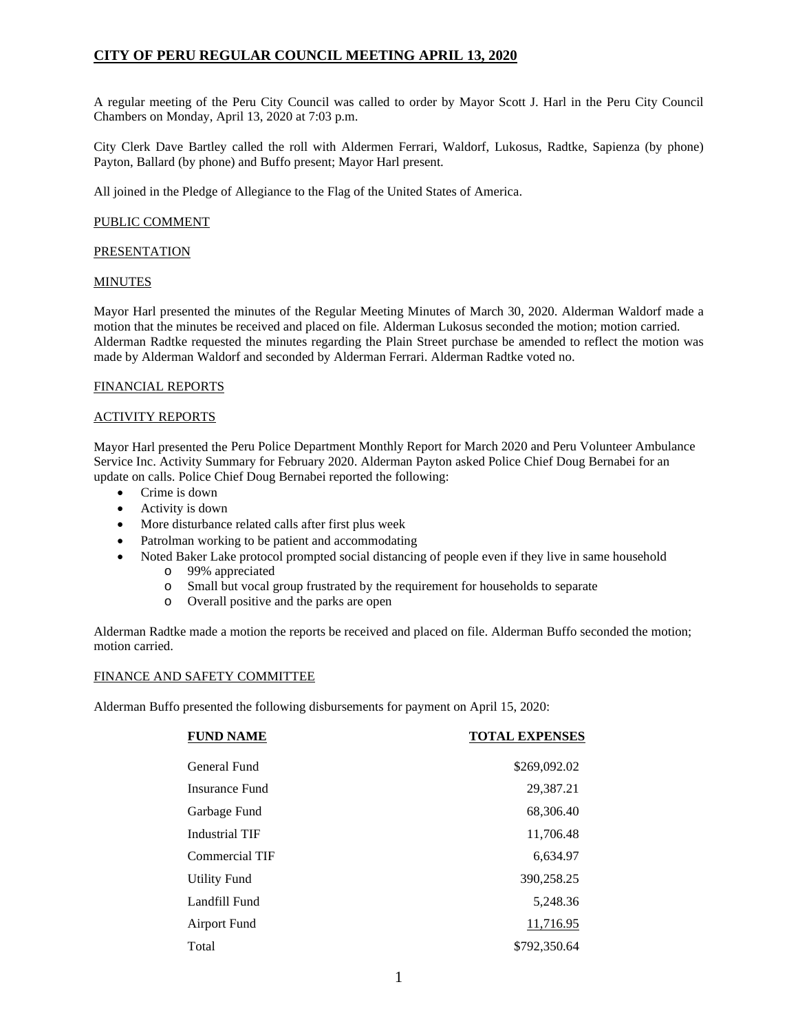# CITY OF PERU REGULAR COUNCIL MEETING APRIL 13, 2020

A regular meeting of the Peru City Council was called to order by Mayor Scott J. Harl in the Peru City Council Chambers on Monday, April 13, 2020 at 7:03 p.m.

City Clerk Dave Bartley called the roll with Aldermen Ferrari, Waldorf, Lukosus, Radtke, Sapienza (by phone) Payton, Ballard (by phone) and Buffo present; Mayor Harl present.

All joined in the Pledge of Allegiance to the Flag of the United States of America.

## PUBLIC COMMENT

## PRESENTATION

## MINUTES

Mayor Harl presented the minutes of the Regular Meeting Minutes of March 30, 2020. Alderman Waldorf made a motion that the minutes be received and placed on file. Alderman Lukosus seconded the motion; motion carried. Alderman Radtke requested the minutes regarding the Plain Street purchase be amended to reflect the motion was made by Alderman Waldorf and seconded by Alderman Ferrari. Alderman Radtke voted no.

## FINANCIAL REPORTS

## ACTIVITY REPORTS

Mayor Harl presented the Peru Police Department Monthly Report for March 2020 and Peru Volunteer Ambulance Service Inc. Activity Summary for February 2020. Alderman Payton asked Police Chief Doug Bernabei for an update on calls. Police Chief Doug Bernabei reported the following:

- Crime is down
- Activity is down
- More disturbance related calls after first plus week
- Patrolman working to be patient and accommodating
- Noted Baker Lake protocol prompted social distancing of people even if they live in same household
  - 99% appreciated
  - Small but vocal group frustrated by the requirement for households to separate
  - Overall positive and the parks are open

Alderman Radtke made a motion the reports be received and placed on file. Alderman Buffo seconded the motion; motion carried.

## FINANCE AND SAFETY COMMITTEE

Alderman Buffo presented the following disbursements for payment on April 15, 2020:

| FUND NAME | TOTAL EXPENSES |
|---|---:|
| General Fund | $269,092.02 |
| Insurance Fund | 29,387.21 |
| Garbage Fund | 68,306.40 |
| Industrial TIF | 11,706.48 |
| Commercial TIF | 6,634.97 |
| Utility Fund | 390,258.25 |
| Landfill Fund | 5,248.36 |
| Airport Fund | 11,716.95 |
| Total | $792,350.64 |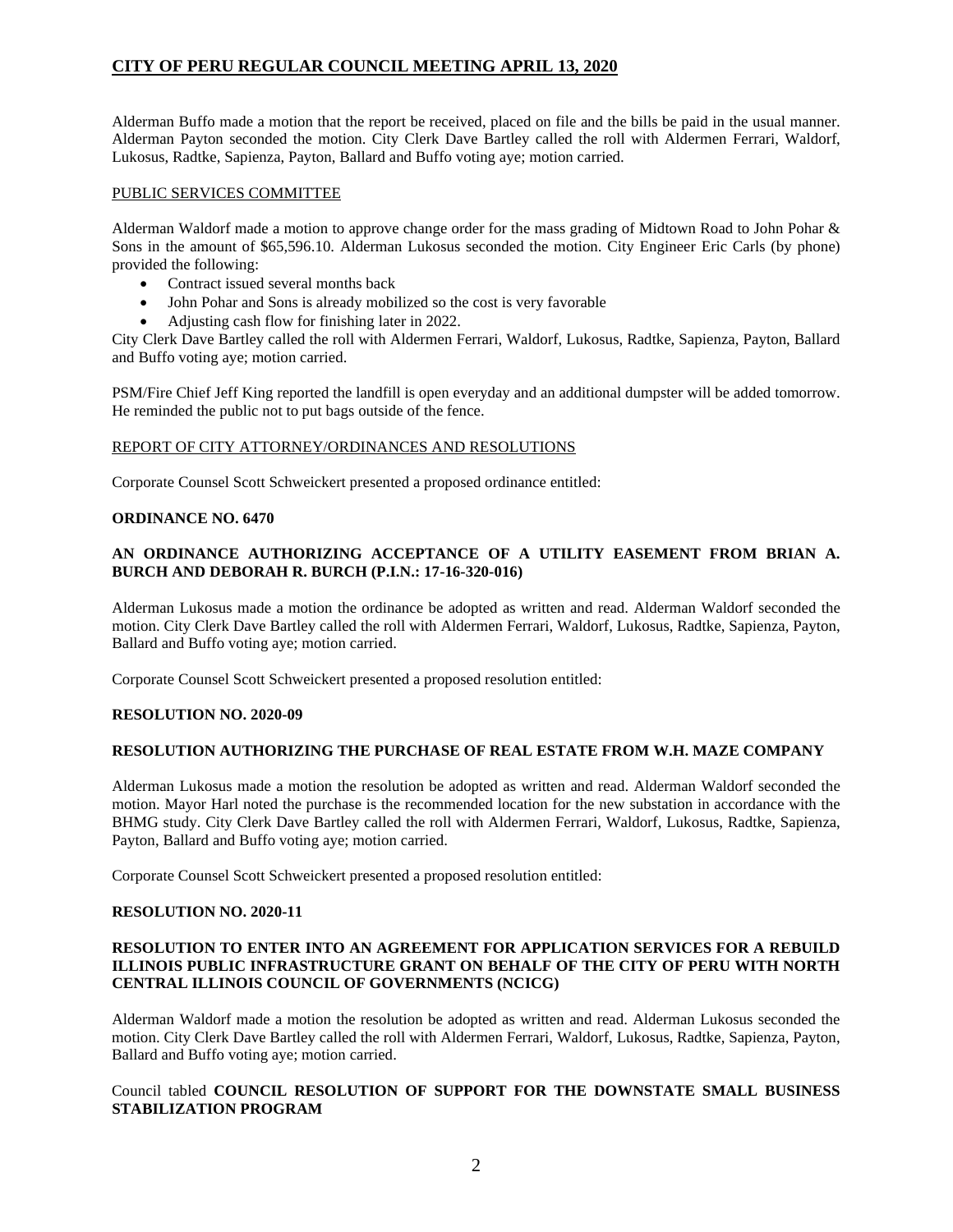Alderman Buffo made a motion that the report be received, placed on file and the bills be paid in the usual manner. Alderman Payton seconded the motion. City Clerk Dave Bartley called the roll with Aldermen Ferrari, Waldorf, Lukosus, Radtke, Sapienza, Payton, Ballard and Buffo voting aye; motion carried.

PUBLIC SERVICES COMMITTEE

Alderman Waldorf made a motion to approve change order for the mass grading of Midtown Road to John Pohar & Sons in the amount of $65,596.10. Alderman Lukosus seconded the motion. City Engineer Eric Carls (by phone) provided the following:

- Contract issued several months back
- John Pohar and Sons is already mobilized so the cost is very favorable
- Adjusting cash flow for finishing later in 2022.

City Clerk Dave Bartley called the roll with Aldermen Ferrari, Waldorf, Lukosus, Radtke, Sapienza, Payton, Ballard and Buffo voting aye; motion carried.

PSM/Fire Chief Jeff King reported the landfill is open everyday and an additional dumpster will be added tomorrow. He reminded the public not to put bags outside of the fence.

REPORT OF CITY ATTORNEY/ORDINANCES AND RESOLUTIONS

Corporate Counsel Scott Schweickert presented a proposed ordinance entitled:

**ORDINANCE NO. 6470**

**AN ORDINANCE AUTHORIZING ACCEPTANCE OF A UTILITY EASEMENT FROM BRIAN A. BURCH AND DEBORAH R. BURCH (P.I.N.: 17-16-320-016)**

Alderman Lukosus made a motion the ordinance be adopted as written and read. Alderman Waldorf seconded the motion. City Clerk Dave Bartley called the roll with Aldermen Ferrari, Waldorf, Lukosus, Radtke, Sapienza, Payton, Ballard and Buffo voting aye; motion carried.

Corporate Counsel Scott Schweickert presented a proposed resolution entitled:

**RESOLUTION NO. 2020-09**

**RESOLUTION AUTHORIZING THE PURCHASE OF REAL ESTATE FROM W.H. MAZE COMPANY**

Alderman Lukosus made a motion the resolution be adopted as written and read. Alderman Waldorf seconded the motion. Mayor Harl noted the purchase is the recommended location for the new substation in accordance with the BHMG study. City Clerk Dave Bartley called the roll with Aldermen Ferrari, Waldorf, Lukosus, Radtke, Sapienza, Payton, Ballard and Buffo voting aye; motion carried.

Corporate Counsel Scott Schweickert presented a proposed resolution entitled:

**RESOLUTION NO. 2020-11**

**RESOLUTION TO ENTER INTO AN AGREEMENT FOR APPLICATION SERVICES FOR A REBUILD ILLINOIS PUBLIC INFRASTRUCTURE GRANT ON BEHALF OF THE CITY OF PERU WITH NORTH CENTRAL ILLINOIS COUNCIL OF GOVERNMENTS (NCICG)**

Alderman Waldorf made a motion the resolution be adopted as written and read. Alderman Lukosus seconded the motion. City Clerk Dave Bartley called the roll with Aldermen Ferrari, Waldorf, Lukosus, Radtke, Sapienza, Payton, Ballard and Buffo voting aye; motion carried.

Council tabled **COUNCIL RESOLUTION OF SUPPORT FOR THE DOWNSTATE SMALL BUSINESS STABILIZATION PROGRAM**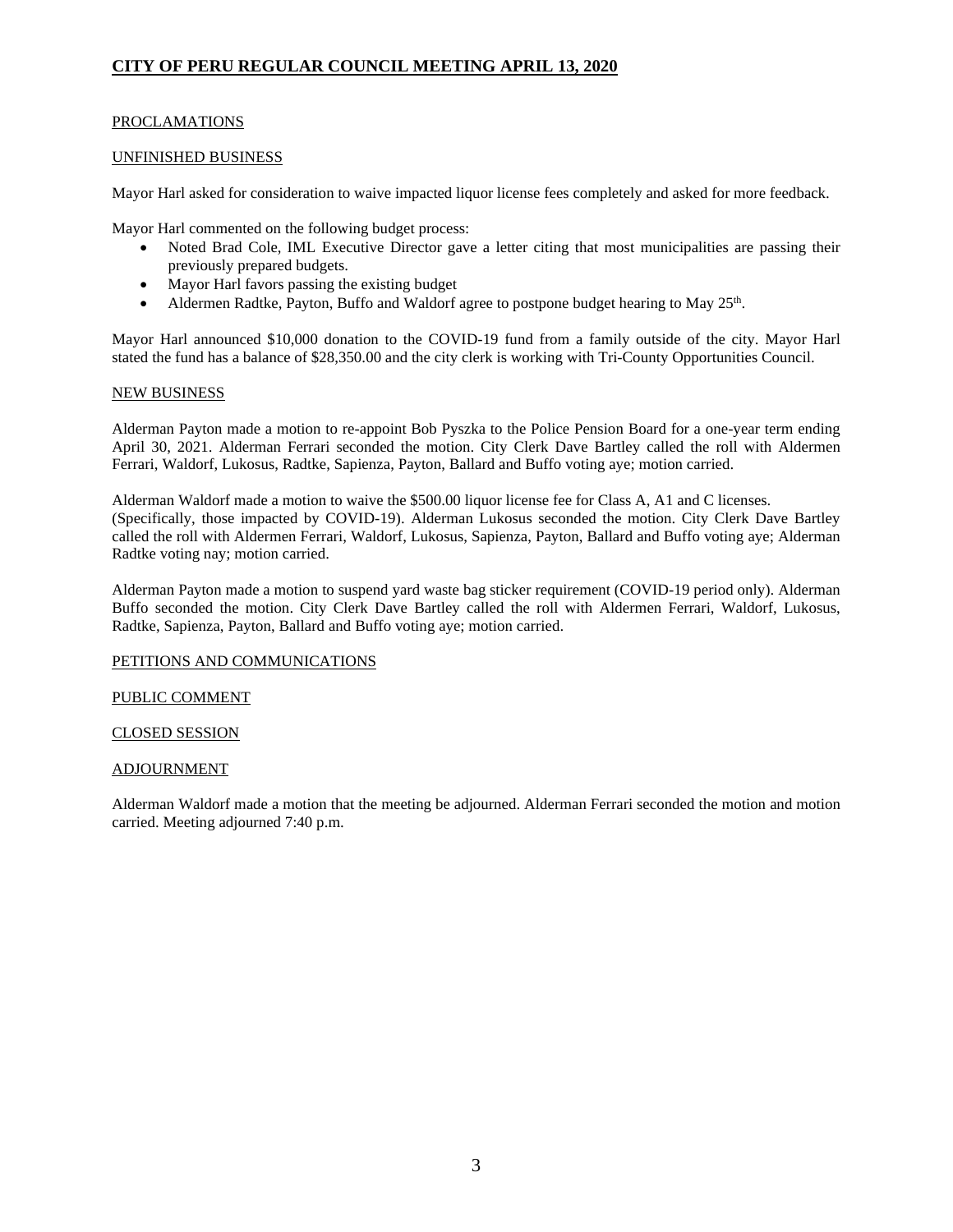# CITY OF PERU REGULAR COUNCIL MEETING APRIL 13, 2020

PROCLAMATIONS

UNFINISHED BUSINESS

Mayor Harl asked for consideration to waive impacted liquor license fees completely and asked for more feedback.

Mayor Harl commented on the following budget process:

- Noted Brad Cole, IML Executive Director gave a letter citing that most municipalities are passing their previously prepared budgets.
- Mayor Harl favors passing the existing budget
- Aldermen Radtke, Payton, Buffo and Waldorf agree to postpone budget hearing to May 25th.

Mayor Harl announced $10,000 donation to the COVID-19 fund from a family outside of the city. Mayor Harl stated the fund has a balance of $28,350.00 and the city clerk is working with Tri-County Opportunities Council.

NEW BUSINESS

Alderman Payton made a motion to re-appoint Bob Pyszka to the Police Pension Board for a one-year term ending April 30, 2021. Alderman Ferrari seconded the motion. City Clerk Dave Bartley called the roll with Aldermen Ferrari, Waldorf, Lukosus, Radtke, Sapienza, Payton, Ballard and Buffo voting aye; motion carried.

Alderman Waldorf made a motion to waive the $500.00 liquor license fee for Class A, A1 and C licenses.
(Specifically, those impacted by COVID-19). Alderman Lukosus seconded the motion. City Clerk Dave Bartley called the roll with Aldermen Ferrari, Waldorf, Lukosus, Sapienza, Payton, Ballard and Buffo voting aye; Alderman Radtke voting nay; motion carried.

Alderman Payton made a motion to suspend yard waste bag sticker requirement (COVID-19 period only). Alderman Buffo seconded the motion. City Clerk Dave Bartley called the roll with Aldermen Ferrari, Waldorf, Lukosus, Radtke, Sapienza, Payton, Ballard and Buffo voting aye; motion carried.

PETITIONS AND COMMUNICATIONS

PUBLIC COMMENT

CLOSED SESSION

ADJOURNMENT

Alderman Waldorf made a motion that the meeting be adjourned. Alderman Ferrari seconded the motion and motion carried. Meeting adjourned 7:40 p.m.